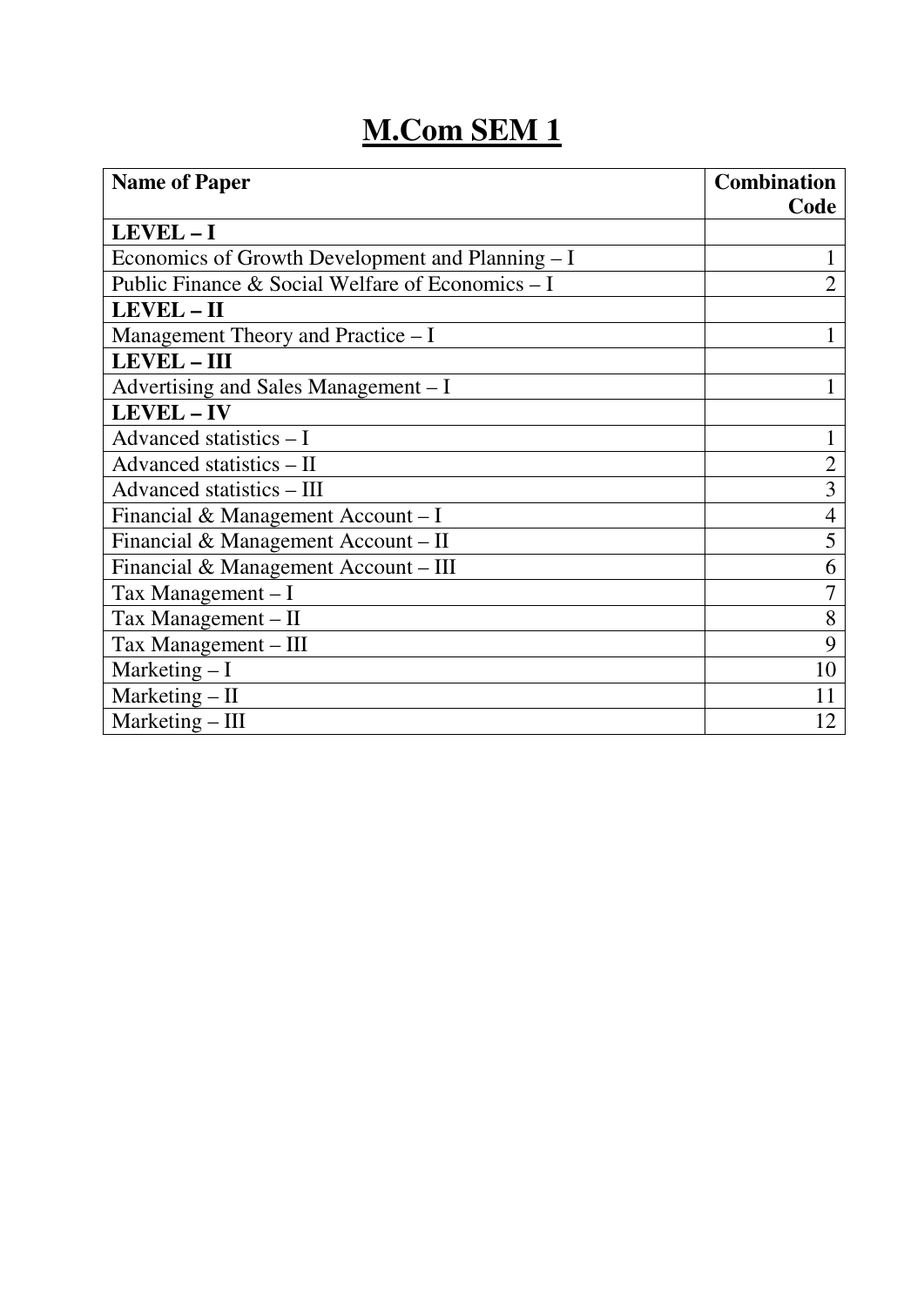# M.Com SEM 1

| Name of Paper | Combination Code |
|---|---|
| **LEVEL – I** | |
| Economics of Growth Development and Planning – I | 1 |
| Public Finance & Social Welfare of Economics – I | 2 |
| **LEVEL – II** | |
| Management Theory and Practice – I | 1 |
| **LEVEL – III** | |
| Advertising and Sales Management – I | 1 |
| **LEVEL – IV** | |
| Advanced statistics – I | 1 |
| Advanced statistics – II | 2 |
| Advanced statistics – III | 3 |
| Financial & Management Account – I | 4 |
| Financial & Management Account – II | 5 |
| Financial & Management Account – III | 6 |
| Tax Management – I | 7 |
| Tax Management – II | 8 |
| Tax Management – III | 9 |
| Marketing – I | 10 |
| Marketing – II | 11 |
| Marketing – III | 12 |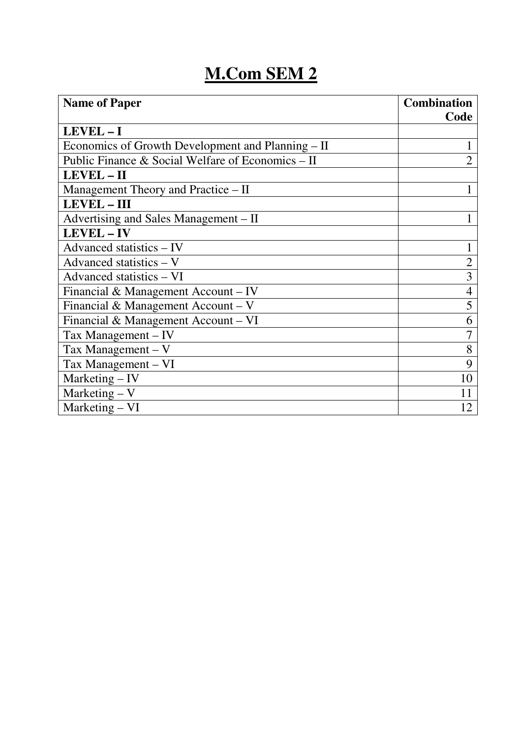# M.Com SEM 2

| Name of Paper | Combination Code |
|---|---|
| **LEVEL – I** | |
| Economics of Growth Development and Planning – II | 1 |
| Public Finance & Social Welfare of Economics – II | 2 |
| **LEVEL – II** | |
| Management Theory and Practice – II | 1 |
| **LEVEL – III** | |
| Advertising and Sales Management – II | 1 |
| **LEVEL – IV** | |
| Advanced statistics – IV | 1 |
| Advanced statistics – V | 2 |
| Advanced statistics – VI | 3 |
| Financial & Management Account – IV | 4 |
| Financial & Management Account – V | 5 |
| Financial & Management Account – VI | 6 |
| Tax Management – IV | 7 |
| Tax Management – V | 8 |
| Tax Management – VI | 9 |
| Marketing – IV | 10 |
| Marketing – V | 11 |
| Marketing – VI | 12 |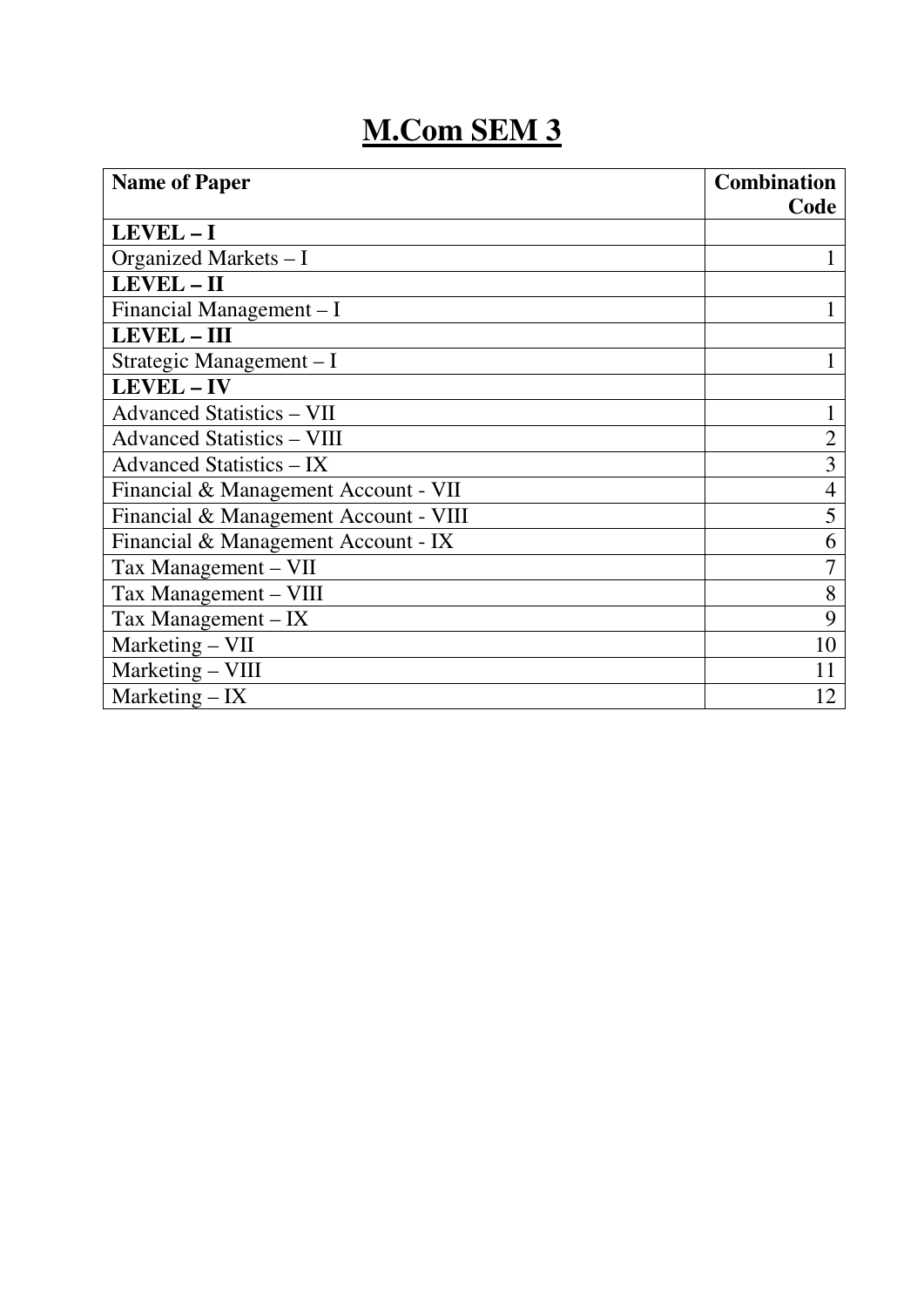# M.Com SEM 3

| **Name of Paper** | **Combination Code** |
|---|---|
| **LEVEL – I** | |
| Organized Markets – I | 1 |
| **LEVEL – II** | |
| Financial Management – I | 1 |
| **LEVEL – III** | |
| Strategic Management – I | 1 |
| **LEVEL – IV** | |
| Advanced Statistics – VII | 1 |
| Advanced Statistics – VIII | 2 |
| Advanced Statistics – IX | 3 |
| Financial & Management Account - VII | 4 |
| Financial & Management Account - VIII | 5 |
| Financial & Management Account - IX | 6 |
| Tax Management – VII | 7 |
| Tax Management – VIII | 8 |
| Tax Management – IX | 9 |
| Marketing – VII | 10 |
| Marketing – VIII | 11 |
| Marketing – IX | 12 |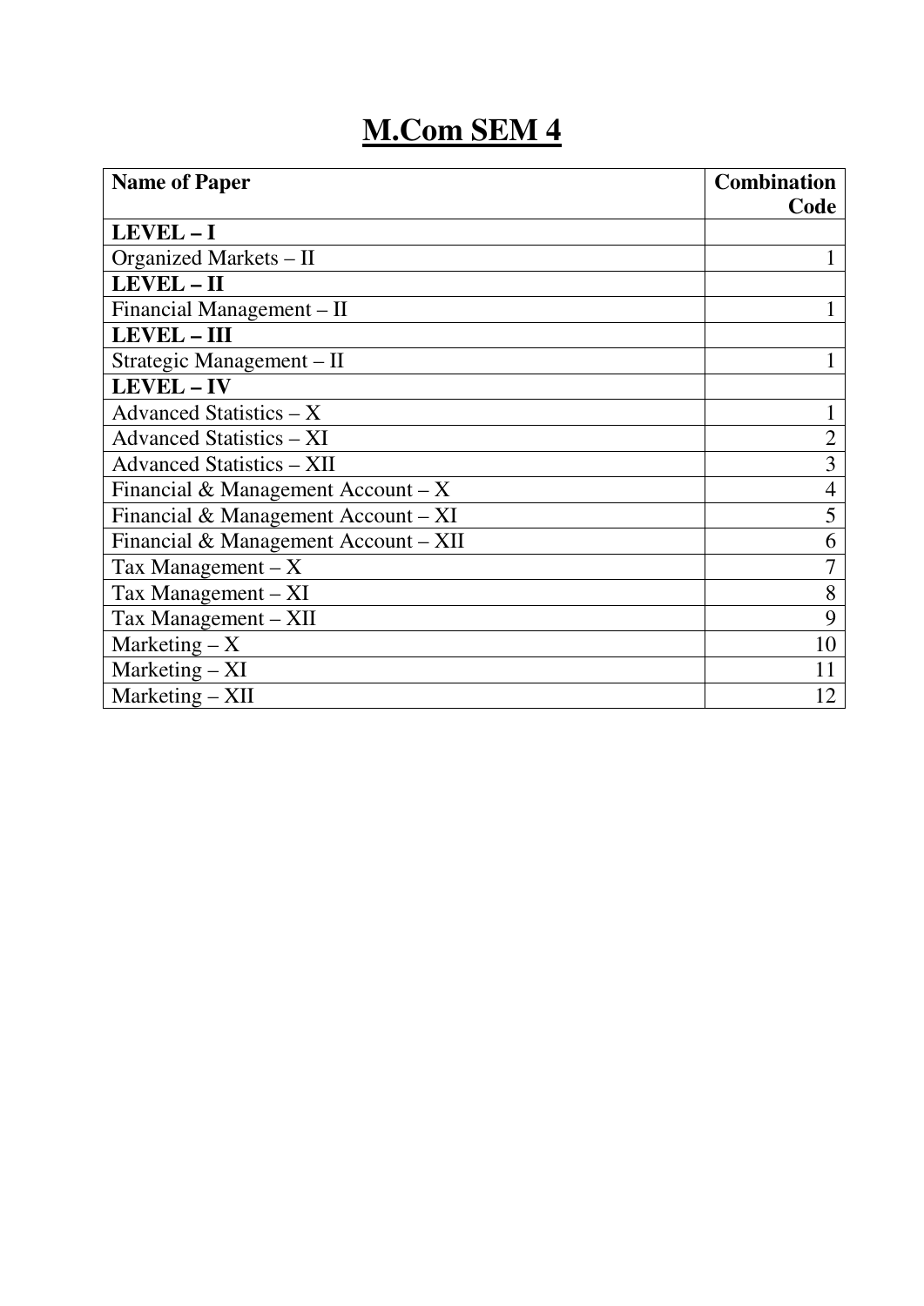# M.Com SEM 4

| **Name of Paper** | **Combination Code** |
|---|---|
| **LEVEL – I** | |
| Organized Markets – II | 1 |
| **LEVEL – II** | |
| Financial Management – II | 1 |
| **LEVEL – III** | |
| Strategic Management – II | 1 |
| **LEVEL – IV** | |
| Advanced Statistics – X | 1 |
| Advanced Statistics – XI | 2 |
| Advanced Statistics – XII | 3 |
| Financial & Management Account – X | 4 |
| Financial & Management Account – XI | 5 |
| Financial & Management Account – XII | 6 |
| Tax Management – X | 7 |
| Tax Management – XI | 8 |
| Tax Management – XII | 9 |
| Marketing – X | 10 |
| Marketing – XI | 11 |
| Marketing – XII | 12 |